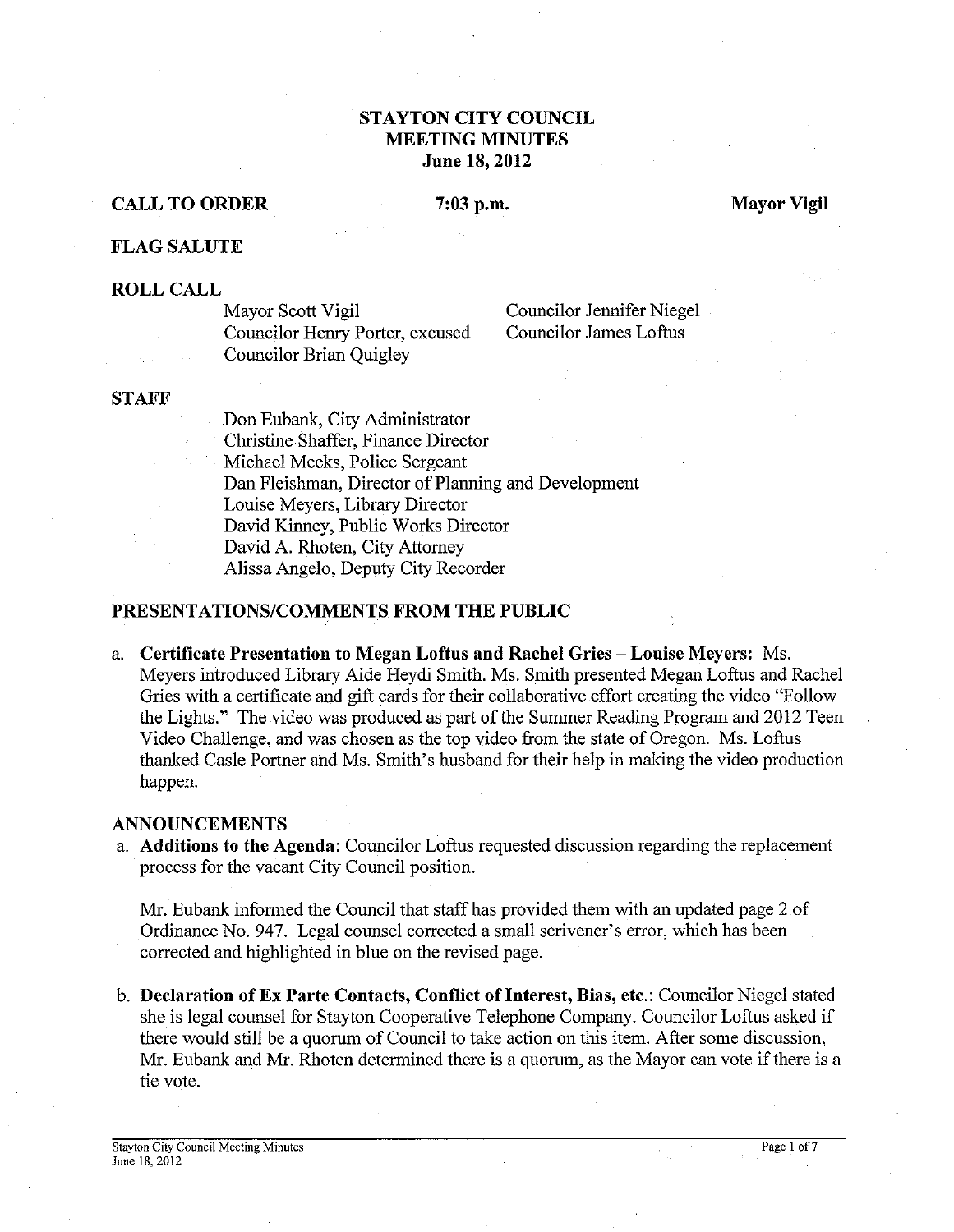# STAYTON CITY COUNCIL
## MEETING MINUTES
### June 18, 2012

**CALL TO ORDER** **7:03 p.m.** **Mayor Vigil**

**FLAG SALUTE**

**ROLL CALL**

Mayor Scott Vigil
Councilor Henry Porter, excused
Councilor Brian Quigley
Councilor Jennifer Niegel
Councilor James Loftus

**STAFF**

Don Eubank, City Administrator
Christine Shaffer, Finance Director
Michael Meeks, Police Sergeant
Dan Fleishman, Director of Planning and Development
Louise Meyers, Library Director
David Kinney, Public Works Director
David A. Rhoten, City Attorney
Alissa Angelo, Deputy City Recorder

**PRESENTATIONS/COMMENTS FROM THE PUBLIC**

a. **Certificate Presentation to Megan Loftus and Rachel Gries – Louise Meyers:** Ms. Meyers introduced Library Aide Heydi Smith. Ms. Smith presented Megan Loftus and Rachel Gries with a certificate and gift cards for their collaborative effort creating the video "Follow the Lights." The video was produced as part of the Summer Reading Program and 2012 Teen Video Challenge, and was chosen as the top video from the state of Oregon. Ms. Loftus thanked Casle Portner and Ms. Smith's husband for their help in making the video production happen.

**ANNOUNCEMENTS**

a. **Additions to the Agenda**: Councilor Loftus requested discussion regarding the replacement process for the vacant City Council position.

   Mr. Eubank informed the Council that staff has provided them with an updated page 2 of Ordinance No. 947. Legal counsel corrected a small scrivener's error, which has been corrected and highlighted in blue on the revised page.

b. **Declaration of Ex Parte Contacts, Conflict of Interest, Bias, etc.**: Councilor Niegel stated she is legal counsel for Stayton Cooperative Telephone Company. Councilor Loftus asked if there would still be a quorum of Council to take action on this item. After some discussion, Mr. Eubank and Mr. Rhoten determined there is a quorum, as the Mayor can vote if there is a tie vote.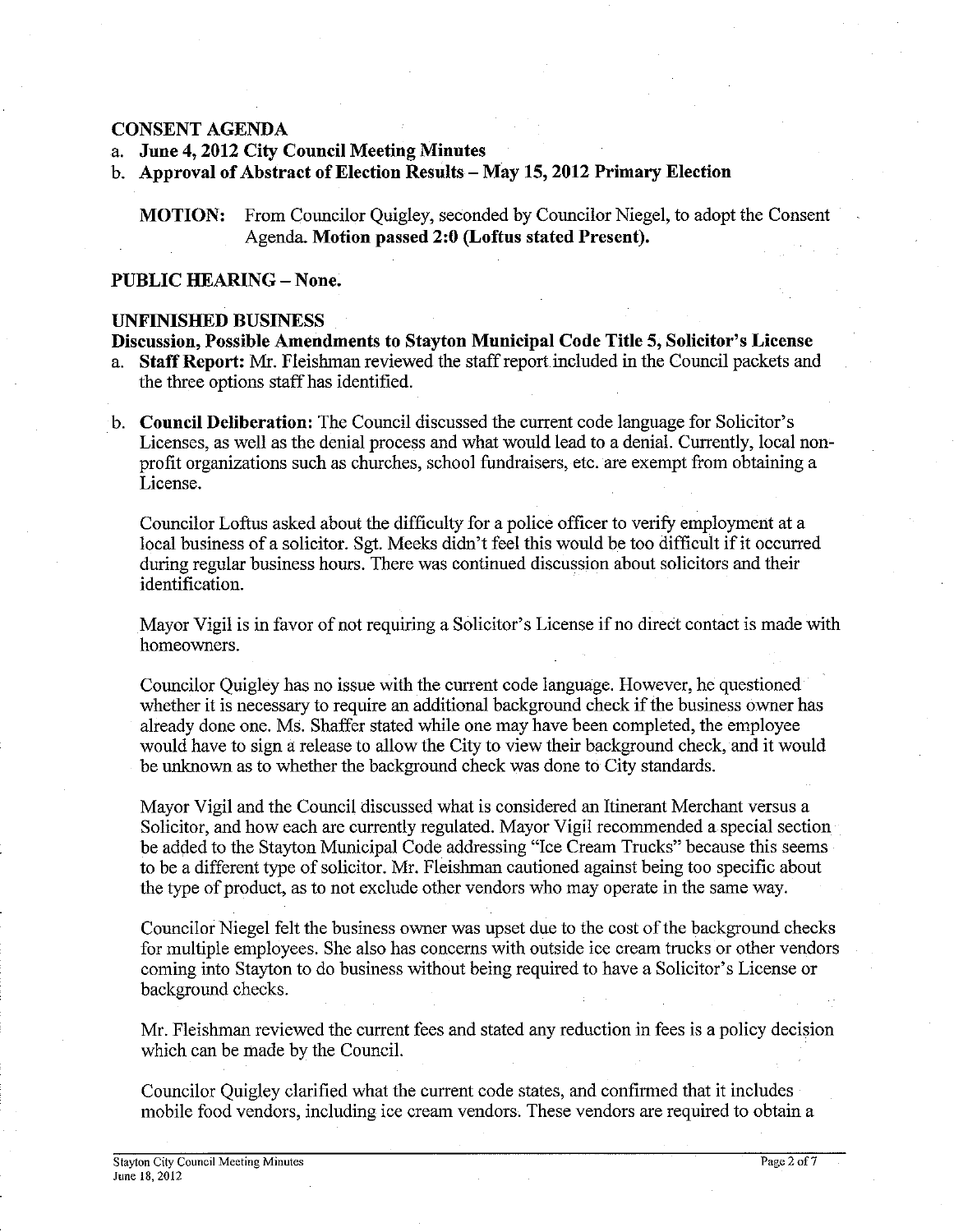## CONSENT AGENDA

a. **June 4, 2012 City Council Meeting Minutes**
b. **Approval of Abstract of Election Results – May 15, 2012 Primary Election**

**MOTION:** From Councilor Quigley, seconded by Councilor Niegel, to adopt the Consent Agenda. **Motion passed 2:0 (Loftus stated Present).**

## PUBLIC HEARING – None.

## UNFINISHED BUSINESS

**Discussion, Possible Amendments to Stayton Municipal Code Title 5, Solicitor's License**

a. **Staff Report:** Mr. Fleishman reviewed the staff report included in the Council packets and the three options staff has identified.

b. **Council Deliberation:** The Council discussed the current code language for Solicitor's Licenses, as well as the denial process and what would lead to a denial. Currently, local non-profit organizations such as churches, school fundraisers, etc. are exempt from obtaining a License.

Councilor Loftus asked about the difficulty for a police officer to verify employment at a local business of a solicitor. Sgt. Meeks didn't feel this would be too difficult if it occurred during regular business hours. There was continued discussion about solicitors and their identification.

Mayor Vigil is in favor of not requiring a Solicitor's License if no direct contact is made with homeowners.

Councilor Quigley has no issue with the current code language. However, he questioned whether it is necessary to require an additional background check if the business owner has already done one. Ms. Shaffer stated while one may have been completed, the employee would have to sign a release to allow the City to view their background check, and it would be unknown as to whether the background check was done to City standards.

Mayor Vigil and the Council discussed what is considered an Itinerant Merchant versus a Solicitor, and how each are currently regulated. Mayor Vigil recommended a special section be added to the Stayton Municipal Code addressing "Ice Cream Trucks" because this seems to be a different type of solicitor. Mr. Fleishman cautioned against being too specific about the type of product, as to not exclude other vendors who may operate in the same way.

Councilor Niegel felt the business owner was upset due to the cost of the background checks for multiple employees. She also has concerns with outside ice cream trucks or other vendors coming into Stayton to do business without being required to have a Solicitor's License or background checks.

Mr. Fleishman reviewed the current fees and stated any reduction in fees is a policy decision which can be made by the Council.

Councilor Quigley clarified what the current code states, and confirmed that it includes mobile food vendors, including ice cream vendors. These vendors are required to obtain a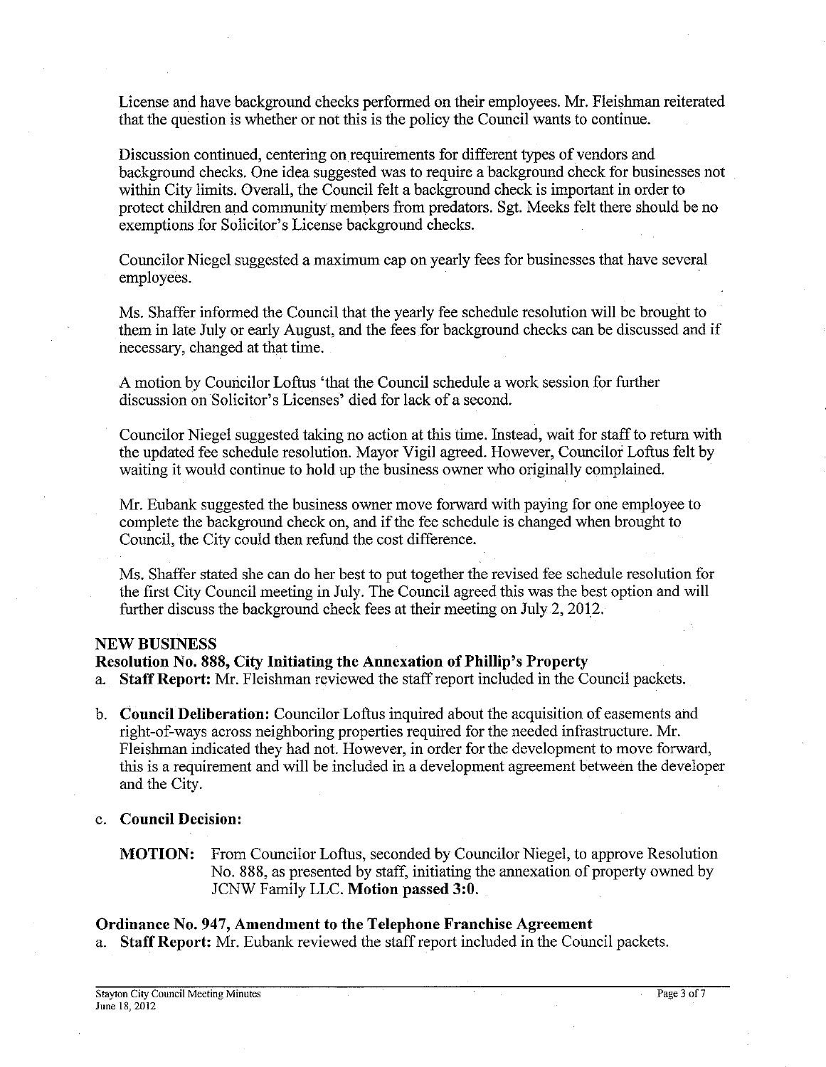License and have background checks performed on their employees. Mr. Fleishman reiterated that the question is whether or not this is the policy the Council wants to continue.

Discussion continued, centering on requirements for different types of vendors and background checks. One idea suggested was to require a background check for businesses not within City limits. Overall, the Council felt a background check is important in order to protect children and community members from predators. Sgt. Meeks felt there should be no exemptions for Solicitor's License background checks.

Councilor Niegel suggested a maximum cap on yearly fees for businesses that have several employees.

Ms. Shaffer informed the Council that the yearly fee schedule resolution will be brought to them in late July or early August, and the fees for background checks can be discussed and if necessary, changed at that time.

A motion by Councilor Loftus 'that the Council schedule a work session for further discussion on Solicitor's Licenses' died for lack of a second.

Councilor Niegel suggested taking no action at this time. Instead, wait for staff to return with the updated fee schedule resolution. Mayor Vigil agreed. However, Councilor Loftus felt by waiting it would continue to hold up the business owner who originally complained.

Mr. Eubank suggested the business owner move forward with paying for one employee to complete the background check on, and if the fee schedule is changed when brought to Council, the City could then refund the cost difference.

Ms. Shaffer stated she can do her best to put together the revised fee schedule resolution for the first City Council meeting in July. The Council agreed this was the best option and will further discuss the background check fees at their meeting on July 2, 2012.

## NEW BUSINESS

### Resolution No. 888, City Initiating the Annexation of Phillip's Property

a. **Staff Report:** Mr. Fleishman reviewed the staff report included in the Council packets.

b. **Council Deliberation:** Councilor Loftus inquired about the acquisition of easements and right-of-ways across neighboring properties required for the needed infrastructure. Mr. Fleishman indicated they had not. However, in order for the development to move forward, this is a requirement and will be included in a development agreement between the developer and the City.

c. **Council Decision:**

**MOTION:** From Councilor Loftus, seconded by Councilor Niegel, to approve Resolution No. 888, as presented by staff, initiating the annexation of property owned by JCNW Family LLC. **Motion passed 3:0.**

### Ordinance No. 947, Amendment to the Telephone Franchise Agreement

a. **Staff Report:** Mr. Eubank reviewed the staff report included in the Council packets.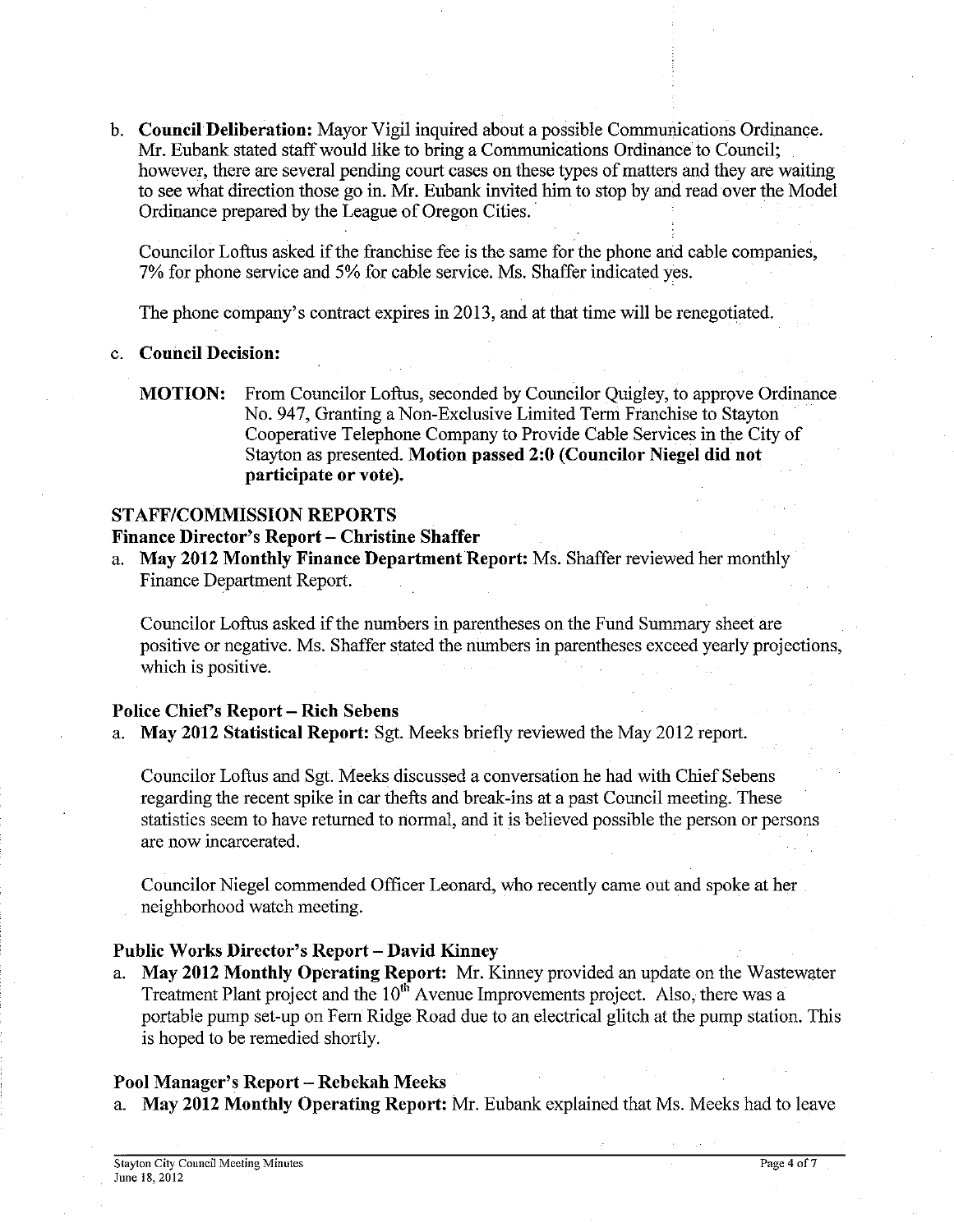b. **Council Deliberation:** Mayor Vigil inquired about a possible Communications Ordinance. Mr. Eubank stated staff would like to bring a Communications Ordinance to Council; however, there are several pending court cases on these types of matters and they are waiting to see what direction those go in. Mr. Eubank invited him to stop by and read over the Model Ordinance prepared by the League of Oregon Cities.

Councilor Loftus asked if the franchise fee is the same for the phone and cable companies, 7% for phone service and 5% for cable service. Ms. Shaffer indicated yes.

The phone company's contract expires in 2013, and at that time will be renegotiated.

c. **Council Decision:**

**MOTION:** From Councilor Loftus, seconded by Councilor Quigley, to approve Ordinance No. 947, Granting a Non-Exclusive Limited Term Franchise to Stayton Cooperative Telephone Company to Provide Cable Services in the City of Stayton as presented. **Motion passed 2:0 (Councilor Niegel did not participate or vote).**

## STAFF/COMMISSION REPORTS

### Finance Director's Report – Christine Shaffer

a. **May 2012 Monthly Finance Department Report:** Ms. Shaffer reviewed her monthly Finance Department Report.

Councilor Loftus asked if the numbers in parentheses on the Fund Summary sheet are positive or negative. Ms. Shaffer stated the numbers in parentheses exceed yearly projections, which is positive.

### Police Chief's Report – Rich Sebens

a. **May 2012 Statistical Report:** Sgt. Meeks briefly reviewed the May 2012 report.

Councilor Loftus and Sgt. Meeks discussed a conversation he had with Chief Sebens regarding the recent spike in car thefts and break-ins at a past Council meeting. These statistics seem to have returned to normal, and it is believed possible the person or persons are now incarcerated.

Councilor Niegel commended Officer Leonard, who recently came out and spoke at her neighborhood watch meeting.

### Public Works Director's Report – David Kinney

a. **May 2012 Monthly Operating Report:** Mr. Kinney provided an update on the Wastewater Treatment Plant project and the 10th Avenue Improvements project. Also, there was a portable pump set-up on Fern Ridge Road due to an electrical glitch at the pump station. This is hoped to be remedied shortly.

### Pool Manager's Report – Rebekah Meeks

a. **May 2012 Monthly Operating Report:** Mr. Eubank explained that Ms. Meeks had to leave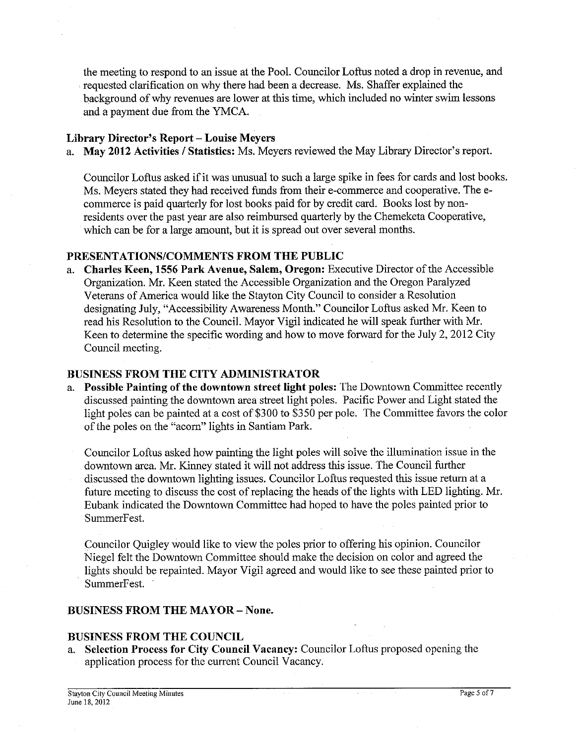the meeting to respond to an issue at the Pool. Councilor Loftus noted a drop in revenue, and requested clarification on why there had been a decrease. Ms. Shaffer explained the background of why revenues are lower at this time, which included no winter swim lessons and a payment due from the YMCA.

**Library Director's Report – Louise Meyers**

a. **May 2012 Activities / Statistics:** Ms. Meyers reviewed the May Library Director's report.

   Councilor Loftus asked if it was unusual to such a large spike in fees for cards and lost books. Ms. Meyers stated they had received funds from their e-commerce and cooperative. The e-commerce is paid quarterly for lost books paid for by credit card. Books lost by non-residents over the past year are also reimbursed quarterly by the Chemeketa Cooperative, which can be for a large amount, but it is spread out over several months.

**PRESENTATIONS/COMMENTS FROM THE PUBLIC**

a. **Charles Keen, 1556 Park Avenue, Salem, Oregon:** Executive Director of the Accessible Organization. Mr. Keen stated the Accessible Organization and the Oregon Paralyzed Veterans of America would like the Stayton City Council to consider a Resolution designating July, "Accessibility Awareness Month." Councilor Loftus asked Mr. Keen to read his Resolution to the Council. Mayor Vigil indicated he will speak further with Mr. Keen to determine the specific wording and how to move forward for the July 2, 2012 City Council meeting.

**BUSINESS FROM THE CITY ADMINISTRATOR**

a. **Possible Painting of the downtown street light poles:** The Downtown Committee recently discussed painting the downtown area street light poles. Pacific Power and Light stated the light poles can be painted at a cost of $300 to $350 per pole. The Committee favors the color of the poles on the "acorn" lights in Santiam Park.

   Councilor Loftus asked how painting the light poles will solve the illumination issue in the downtown area. Mr. Kinney stated it will not address this issue. The Council further discussed the downtown lighting issues. Councilor Loftus requested this issue return at a future meeting to discuss the cost of replacing the heads of the lights with LED lighting. Mr. Eubank indicated the Downtown Committee had hoped to have the poles painted prior to SummerFest.

   Councilor Quigley would like to view the poles prior to offering his opinion. Councilor Niegel felt the Downtown Committee should make the decision on color and agreed the lights should be repainted. Mayor Vigil agreed and would like to see these painted prior to SummerFest.

**BUSINESS FROM THE MAYOR – None.**

**BUSINESS FROM THE COUNCIL**

a. **Selection Process for City Council Vacancy:** Councilor Loftus proposed opening the application process for the current Council Vacancy.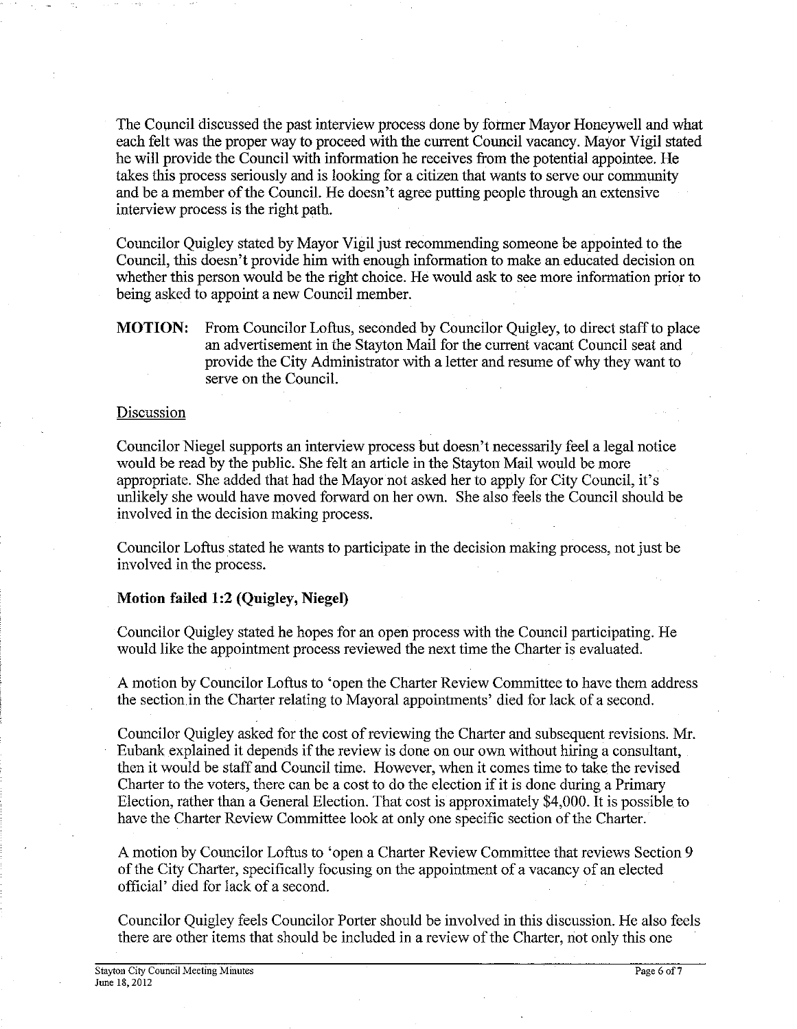The Council discussed the past interview process done by former Mayor Honeywell and what each felt was the proper way to proceed with the current Council vacancy. Mayor Vigil stated he will provide the Council with information he receives from the potential appointee. He takes this process seriously and is looking for a citizen that wants to serve our community and be a member of the Council. He doesn't agree putting people through an extensive interview process is the right path.

Councilor Quigley stated by Mayor Vigil just recommending someone be appointed to the Council, this doesn't provide him with enough information to make an educated decision on whether this person would be the right choice. He would ask to see more information prior to being asked to appoint a new Council member.

**MOTION:** From Councilor Loftus, seconded by Councilor Quigley, to direct staff to place an advertisement in the Stayton Mail for the current vacant Council seat and provide the City Administrator with a letter and resume of why they want to serve on the Council.

Discussion

Councilor Niegel supports an interview process but doesn't necessarily feel a legal notice would be read by the public. She felt an article in the Stayton Mail would be more appropriate. She added that had the Mayor not asked her to apply for City Council, it's unlikely she would have moved forward on her own. She also feels the Council should be involved in the decision making process.

Councilor Loftus stated he wants to participate in the decision making process, not just be involved in the process.

**Motion failed 1:2 (Quigley, Niegel)**

Councilor Quigley stated he hopes for an open process with the Council participating. He would like the appointment process reviewed the next time the Charter is evaluated.

A motion by Councilor Loftus to 'open the Charter Review Committee to have them address the section in the Charter relating to Mayoral appointments' died for lack of a second.

Councilor Quigley asked for the cost of reviewing the Charter and subsequent revisions. Mr. Eubank explained it depends if the review is done on our own without hiring a consultant, then it would be staff and Council time. However, when it comes time to take the revised Charter to the voters, there can be a cost to do the election if it is done during a Primary Election, rather than a General Election. That cost is approximately $4,000. It is possible to have the Charter Review Committee look at only one specific section of the Charter.

A motion by Councilor Loftus to 'open a Charter Review Committee that reviews Section 9 of the City Charter, specifically focusing on the appointment of a vacancy of an elected official' died for lack of a second.

Councilor Quigley feels Councilor Porter should be involved in this discussion. He also feels there are other items that should be included in a review of the Charter, not only this one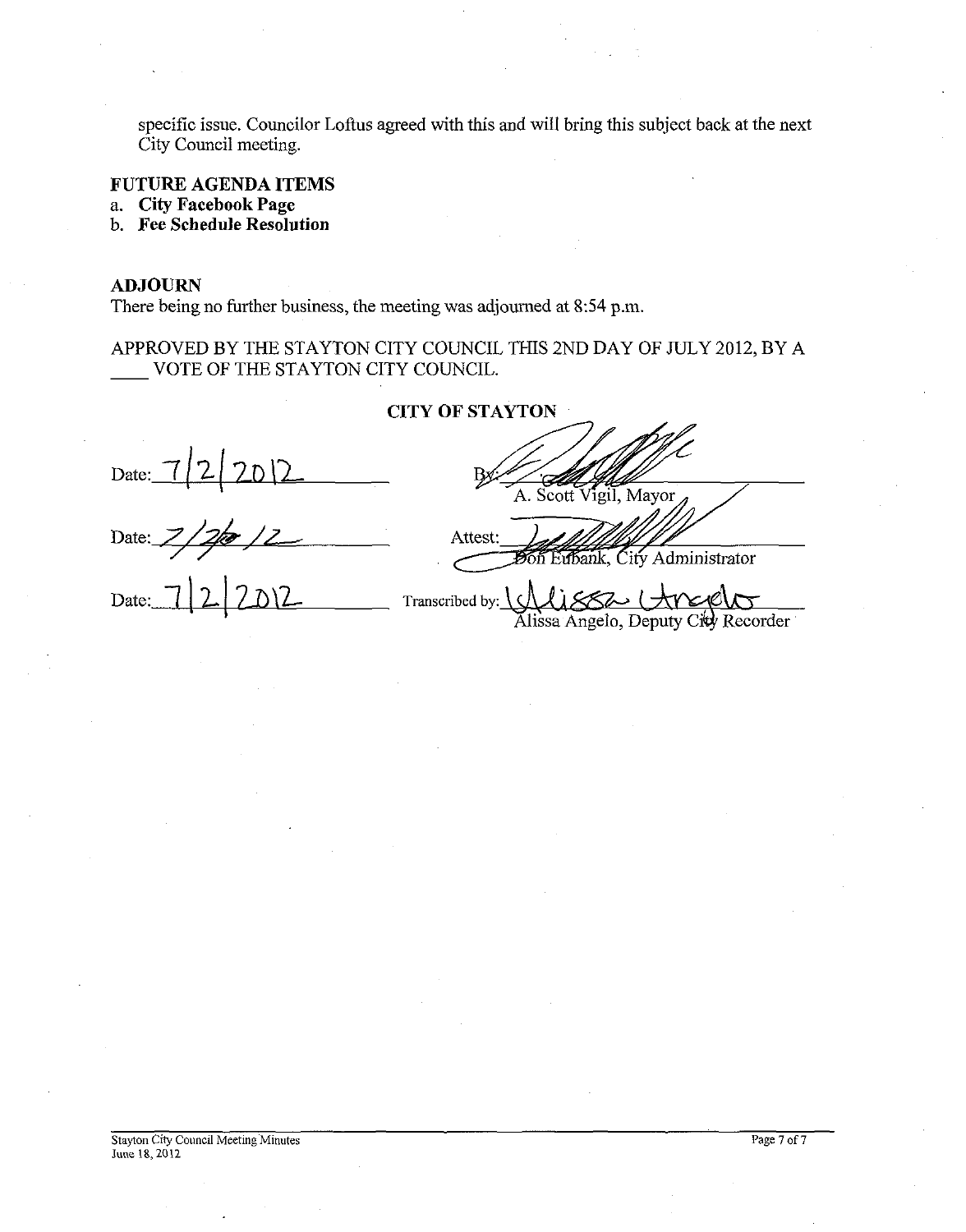specific issue. Councilor Loftus agreed with this and will bring this subject back at the next City Council meeting.

**FUTURE AGENDA ITEMS**

a. **City Facebook Page**
b. **Fee Schedule Resolution**

**ADJOURN**

There being no further business, the meeting was adjourned at 8:54 p.m.

APPROVED BY THE STAYTON CITY COUNCIL THIS 2ND DAY OF JULY 2012, BY A ____ VOTE OF THE STAYTON CITY COUNCIL.

**CITY OF STAYTON**

Date: 7/2/2012 By: A. Scott Vigil, Mayor

Date: 7/2/12 Attest: Don Eubank, City Administrator

Date: 7/2/2012 Transcribed by: Alissa Angelo, Deputy City Recorder